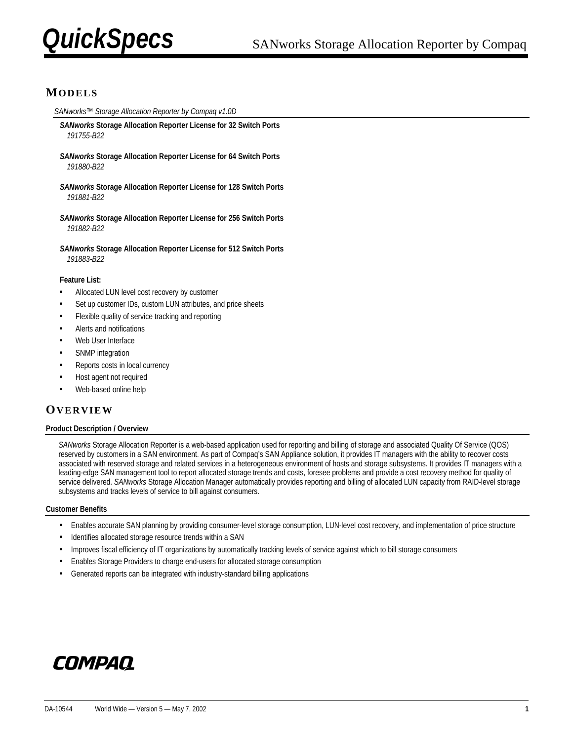# QuickSpecs — SANworks Storage Allocation Reporter by Compaq

## MODELS

*SANworks™ Storage Allocation Reporter by Compaq v1.0D*

***SANworks*** **Storage Allocation Reporter License for 32 Switch Ports**
*191755-B22*

***SANworks*** **Storage Allocation Reporter License for 64 Switch Ports**
*191880-B22*

***SANworks*** **Storage Allocation Reporter License for 128 Switch Ports**
*191881-B22*

***SANworks*** **Storage Allocation Reporter License for 256 Switch Ports**
*191882-B22*

***SANworks*** **Storage Allocation Reporter License for 512 Switch Ports**
*191883-B22*

**Feature List:**

- Allocated LUN level cost recovery by customer
- Set up customer IDs, custom LUN attributes, and price sheets
- Flexible quality of service tracking and reporting
- Alerts and notifications
- Web User Interface
- SNMP integration
- Reports costs in local currency
- Host agent not required
- Web-based online help

## OVERVIEW

### Product Description / Overview

*SANworks* Storage Allocation Reporter is a web-based application used for reporting and billing of storage and associated Quality Of Service (QOS) reserved by customers in a SAN environment. As part of Compaq's SAN Appliance solution, it provides IT managers with the ability to recover costs associated with reserved storage and related services in a heterogeneous environment of hosts and storage subsystems. It provides IT managers with a leading-edge SAN management tool to report allocated storage trends and costs, foresee problems and provide a cost recovery method for quality of service delivered. *SANworks* Storage Allocation Manager automatically provides reporting and billing of allocated LUN capacity from RAID-level storage subsystems and tracks levels of service to bill against consumers.

### Customer Benefits

- Enables accurate SAN planning by providing consumer-level storage consumption, LUN-level cost recovery, and implementation of price structure
- Identifies allocated storage resource trends within a SAN
- Improves fiscal efficiency of IT organizations by automatically tracking levels of service against which to bill storage consumers
- Enables Storage Providers to charge end-users for allocated storage consumption
- Generated reports can be integrated with industry-standard billing applications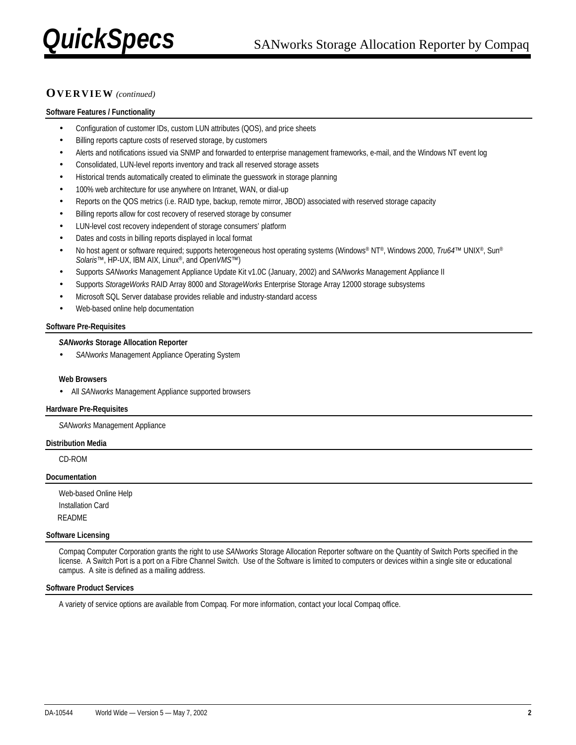## OVERVIEW *(continued)*

### Software Features / Functionality

- Configuration of customer IDs, custom LUN attributes (QOS), and price sheets
- Billing reports capture costs of reserved storage, by customers
- Alerts and notifications issued via SNMP and forwarded to enterprise management frameworks, e-mail, and the Windows NT event log
- Consolidated, LUN-level reports inventory and track all reserved storage assets
- Historical trends automatically created to eliminate the guesswork in storage planning
- 100% web architecture for use anywhere on Intranet, WAN, or dial-up
- Reports on the QOS metrics (i.e. RAID type, backup, remote mirror, JBOD) associated with reserved storage capacity
- Billing reports allow for cost recovery of reserved storage by consumer
- LUN-level cost recovery independent of storage consumers' platform
- Dates and costs in billing reports displayed in local format
- No host agent or software required; supports heterogeneous host operating systems (Windows® NT®, Windows 2000, *Tru64*™ UNIX®, Sun® *Solaris*™, HP-UX, IBM AIX, Linux®, and *OpenVMS*™)
- Supports *SANworks* Management Appliance Update Kit v1.0C (January, 2002) and *SANworks* Management Appliance II
- Supports *StorageWorks* RAID Array 8000 and *StorageWorks* Enterprise Storage Array 12000 storage subsystems
- Microsoft SQL Server database provides reliable and industry-standard access
- Web-based online help documentation

### Software Pre-Requisites

***SANworks* Storage Allocation Reporter**

- *SANworks* Management Appliance Operating System

**Web Browsers**

- All *SANworks* Management Appliance supported browsers

### Hardware Pre-Requisites

*SANworks* Management Appliance

### Distribution Media

CD-ROM

### Documentation

Web-based Online Help

Installation Card

README

### Software Licensing

Compaq Computer Corporation grants the right to use *SANworks* Storage Allocation Reporter software on the Quantity of Switch Ports specified in the license. A Switch Port is a port on a Fibre Channel Switch. Use of the Software is limited to computers or devices within a single site or educational campus. A site is defined as a mailing address.

### Software Product Services

A variety of service options are available from Compaq. For more information, contact your local Compaq office.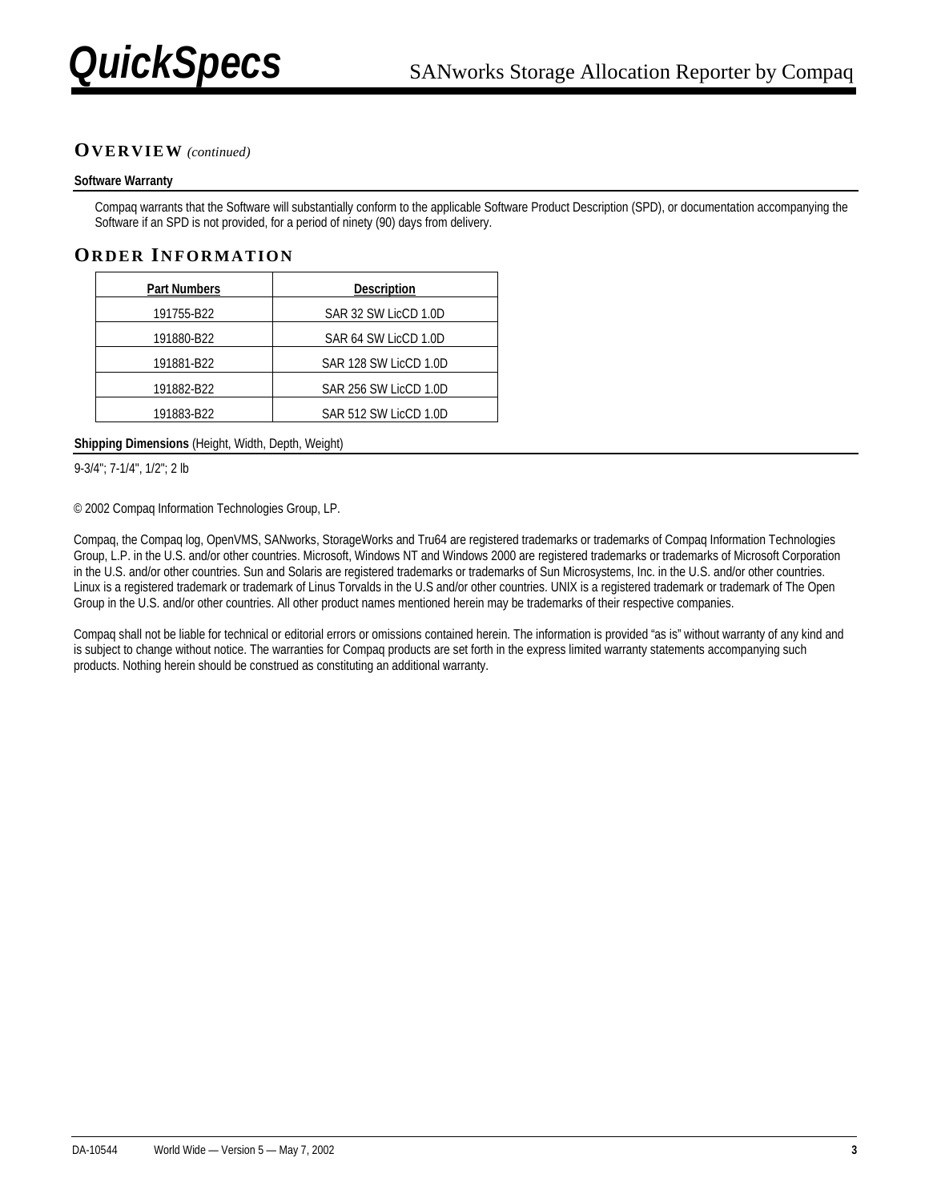## OVERVIEW *(continued)*

**Software Warranty**

Compaq warrants that the Software will substantially conform to the applicable Software Product Description (SPD), or documentation accompanying the Software if an SPD is not provided, for a period of ninety (90) days from delivery.

## ORDER INFORMATION

| Part Numbers | Description |
|---|---|
| 191755-B22 | SAR 32 SW LicCD 1.0D |
| 191880-B22 | SAR 64 SW LicCD 1.0D |
| 191881-B22 | SAR 128 SW LicCD 1.0D |
| 191882-B22 | SAR 256 SW LicCD 1.0D |
| 191883-B22 | SAR 512 SW LicCD 1.0D |

**Shipping Dimensions** (Height, Width, Depth, Weight)

9-3/4"; 7-1/4", 1/2"; 2 lb

© 2002 Compaq Information Technologies Group, LP.

Compaq, the Compaq log, OpenVMS, SANworks, StorageWorks and Tru64 are registered trademarks or trademarks of Compaq Information Technologies Group, L.P. in the U.S. and/or other countries. Microsoft, Windows NT and Windows 2000 are registered trademarks or trademarks of Microsoft Corporation in the U.S. and/or other countries. Sun and Solaris are registered trademarks or trademarks of Sun Microsystems, Inc. in the U.S. and/or other countries. Linux is a registered trademark or trademark of Linus Torvalds in the U.S and/or other countries. UNIX is a registered trademark or trademark of The Open Group in the U.S. and/or other countries. All other product names mentioned herein may be trademarks of their respective companies.

Compaq shall not be liable for technical or editorial errors or omissions contained herein. The information is provided "as is" without warranty of any kind and is subject to change without notice. The warranties for Compaq products are set forth in the express limited warranty statements accompanying such products. Nothing herein should be construed as constituting an additional warranty.